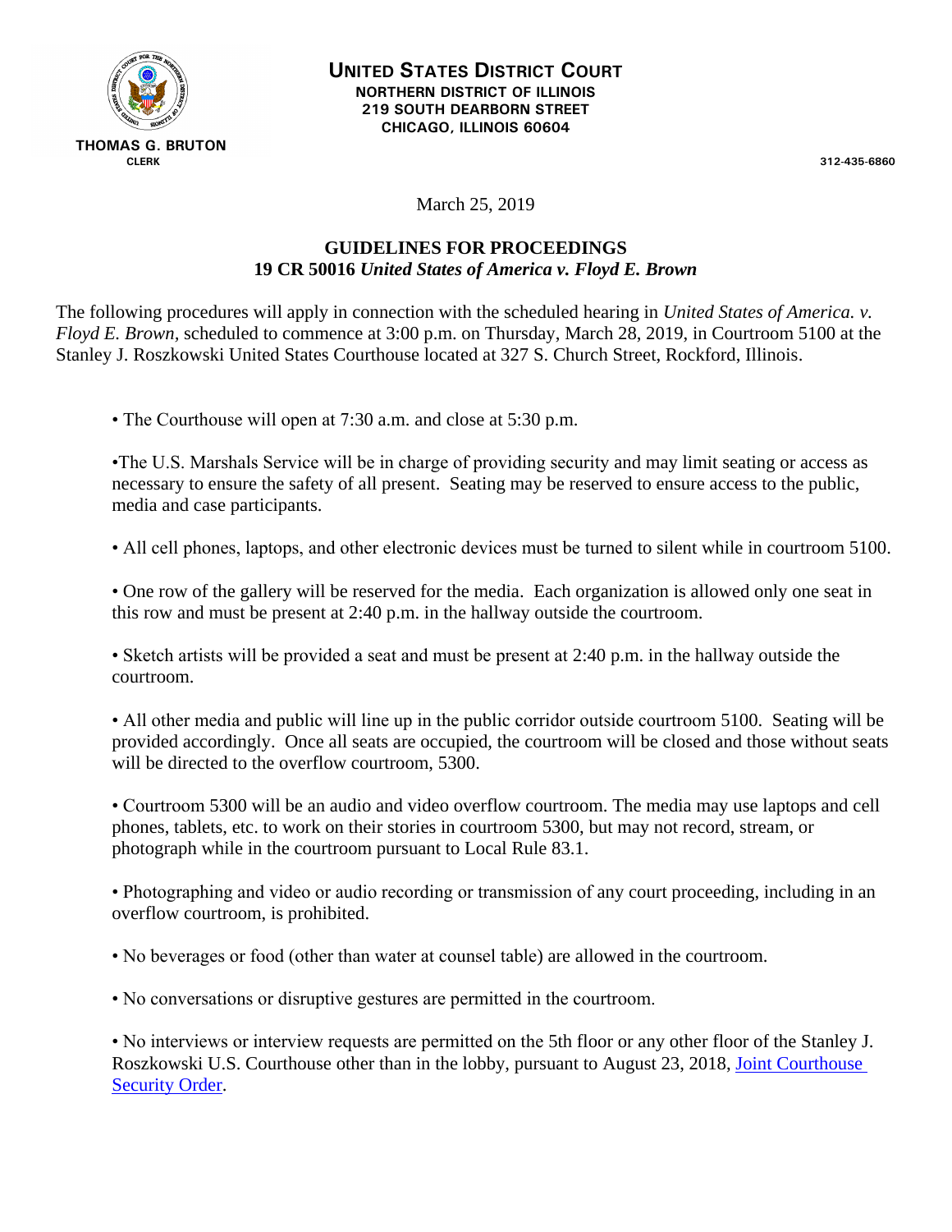**UNITED STATES DISTRICT COURT**
**NORTHERN DISTRICT OF ILLINOIS**
**219 SOUTH DEARBORN STREET**
**CHICAGO, ILLINOIS 60604**

**THOMAS G. BRUTON**
**CLERK**

**312-435-6860**

March 25, 2019

## GUIDELINES FOR PROCEEDINGS
## 19 CR 50016 *United States of America v. Floyd E. Brown*

The following procedures will apply in connection with the scheduled hearing in *United States of America. v. Floyd E. Brown,* scheduled to commence at 3:00 p.m. on Thursday, March 28, 2019, in Courtroom 5100 at the Stanley J. Roszkowski United States Courthouse located at 327 S. Church Street, Rockford, Illinois.

- The Courthouse will open at 7:30 a.m. and close at 5:30 p.m.

- The U.S. Marshals Service will be in charge of providing security and may limit seating or access as necessary to ensure the safety of all present. Seating may be reserved to ensure access to the public, media and case participants.

- All cell phones, laptops, and other electronic devices must be turned to silent while in courtroom 5100.

- One row of the gallery will be reserved for the media. Each organization is allowed only one seat in this row and must be present at 2:40 p.m. in the hallway outside the courtroom.

- Sketch artists will be provided a seat and must be present at 2:40 p.m. in the hallway outside the courtroom.

- All other media and public will line up in the public corridor outside courtroom 5100. Seating will be provided accordingly. Once all seats are occupied, the courtroom will be closed and those without seats will be directed to the overflow courtroom, 5300.

- Courtroom 5300 will be an audio and video overflow courtroom. The media may use laptops and cell phones, tablets, etc. to work on their stories in courtroom 5300, but may not record, stream, or photograph while in the courtroom pursuant to Local Rule 83.1.

- Photographing and video or audio recording or transmission of any court proceeding, including in an overflow courtroom, is prohibited.

- No beverages or food (other than water at counsel table) are allowed in the courtroom.

- No conversations or disruptive gestures are permitted in the courtroom.

- No interviews or interview requests are permitted on the 5th floor or any other floor of the Stanley J. Roszkowski U.S. Courthouse other than in the lobby, pursuant to August 23, 2018, Joint Courthouse Security Order.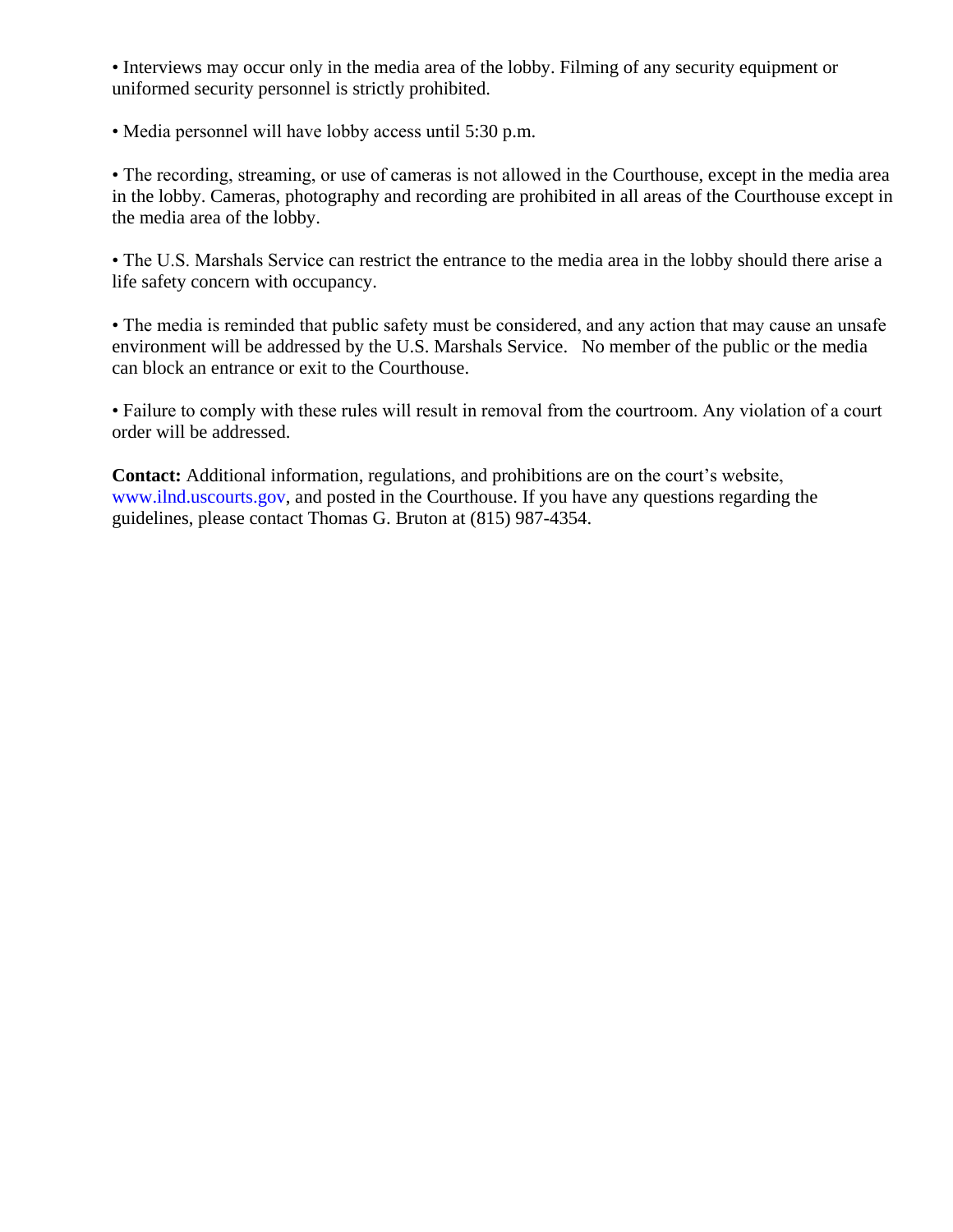• Interviews may occur only in the media area of the lobby. Filming of any security equipment or uniformed security personnel is strictly prohibited.

• Media personnel will have lobby access until 5:30 p.m.

• The recording, streaming, or use of cameras is not allowed in the Courthouse, except in the media area in the lobby. Cameras, photography and recording are prohibited in all areas of the Courthouse except in the media area of the lobby.

• The U.S. Marshals Service can restrict the entrance to the media area in the lobby should there arise a life safety concern with occupancy.

• The media is reminded that public safety must be considered, and any action that may cause an unsafe environment will be addressed by the U.S. Marshals Service. No member of the public or the media can block an entrance or exit to the Courthouse.

• Failure to comply with these rules will result in removal from the courtroom. Any violation of a court order will be addressed.

**Contact:** Additional information, regulations, and prohibitions are on the court's website, www.ilnd.uscourts.gov, and posted in the Courthouse. If you have any questions regarding the guidelines, please contact Thomas G. Bruton at (815) 987-4354.